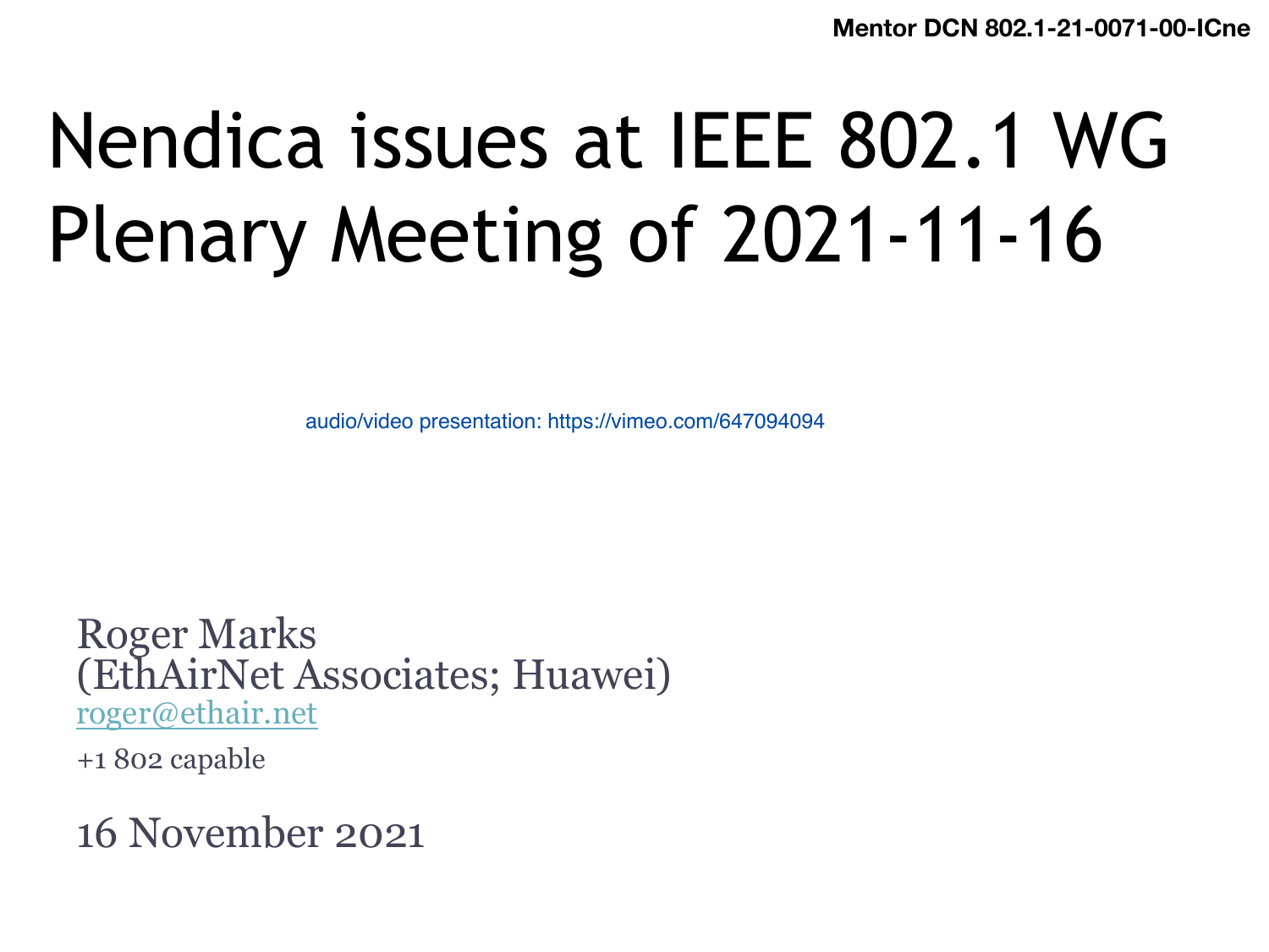Mentor DCN 802.1-21-0071-00-ICne

# Nendica issues at IEEE 802.1 WG Plenary Meeting of 2021-11-16

audio/video presentation: https://vimeo.com/647094094

Roger Marks
(EthAirNet Associates; Huawei)
roger@ethair.net

+1 802 capable

16 November 2021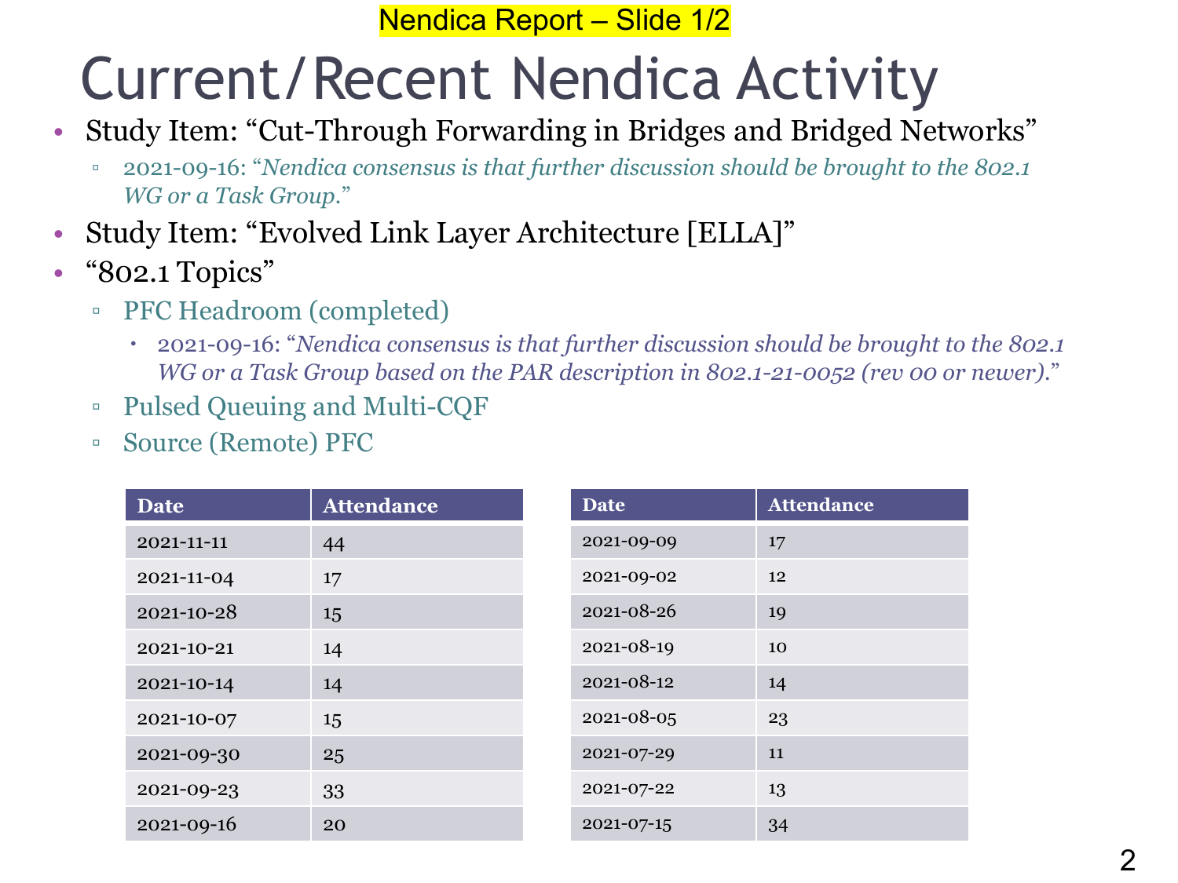Nendica Report – Slide 1/2

# Current/Recent Nendica Activity

- Study Item: "Cut-Through Forwarding in Bridges and Bridged Networks"
  - 2021-09-16: "*Nendica consensus is that further discussion should be brought to the 802.1 WG or a Task Group.*"
- Study Item: "Evolved Link Layer Architecture [ELLA]"
- "802.1 Topics"
  - PFC Headroom (completed)
    - 2021-09-16: "*Nendica consensus is that further discussion should be brought to the 802.1 WG or a Task Group based on the PAR description in 802.1-21-0052 (rev 00 or newer).*"
  - Pulsed Queuing and Multi-CQF
  - Source (Remote) PFC

| Date | Attendance |
|---|---|
| 2021-11-11 | 44 |
| 2021-11-04 | 17 |
| 2021-10-28 | 15 |
| 2021-10-21 | 14 |
| 2021-10-14 | 14 |
| 2021-10-07 | 15 |
| 2021-09-30 | 25 |
| 2021-09-23 | 33 |
| 2021-09-16 | 20 |

| Date | Attendance |
|---|---|
| 2021-09-09 | 17 |
| 2021-09-02 | 12 |
| 2021-08-26 | 19 |
| 2021-08-19 | 10 |
| 2021-08-12 | 14 |
| 2021-08-05 | 23 |
| 2021-07-29 | 11 |
| 2021-07-22 | 13 |
| 2021-07-15 | 34 |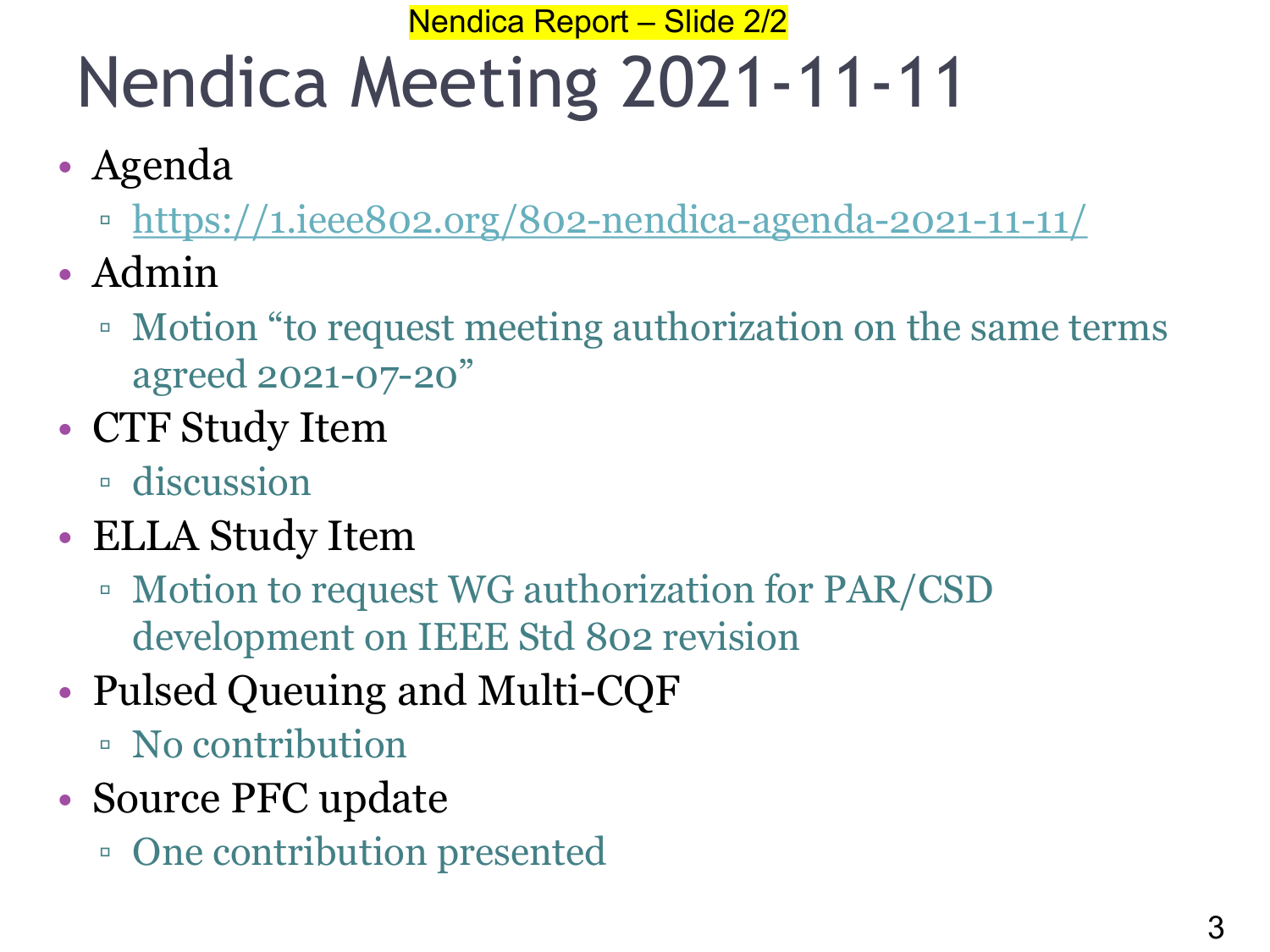Nendica Report – Slide 2/2

# Nendica Meeting 2021-11-11

- Agenda
  - https://1.ieee802.org/802-nendica-agenda-2021-11-11/
- Admin
  - Motion “to request meeting authorization on the same terms agreed 2021-07-20”
- CTF Study Item
  - discussion
- ELLA Study Item
  - Motion to request WG authorization for PAR/CSD development on IEEE Std 802 revision
- Pulsed Queuing and Multi-CQF
  - No contribution
- Source PFC update
  - One contribution presented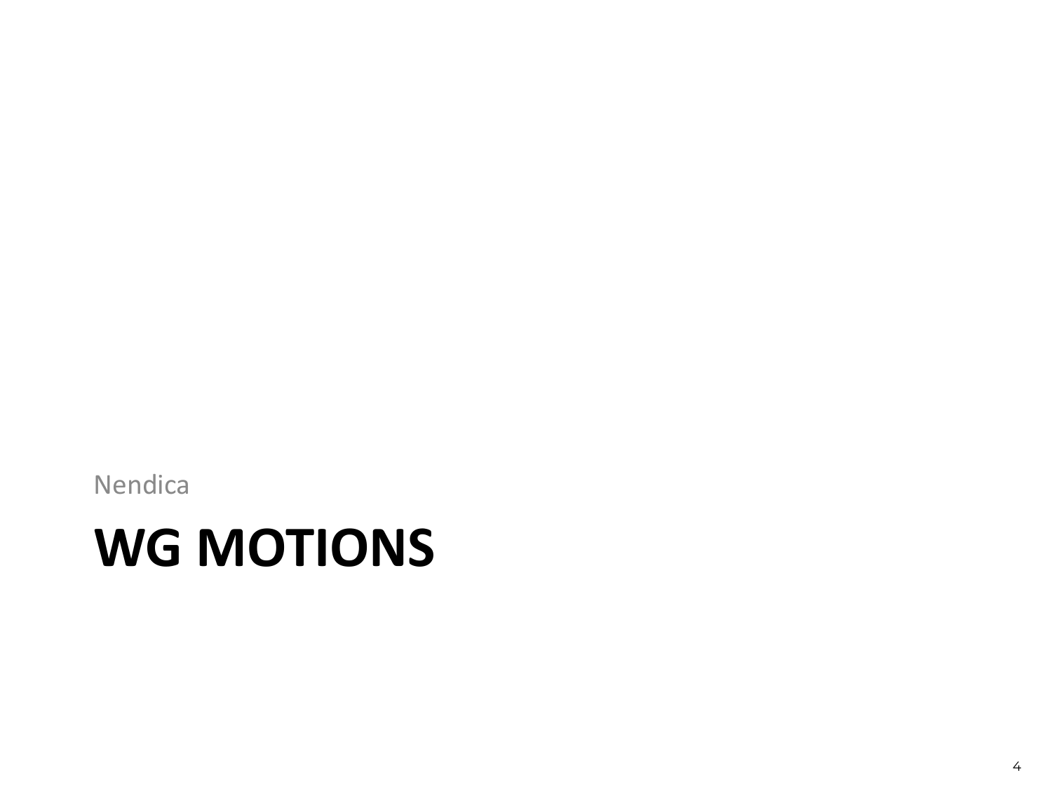Nendica

# WG MOTIONS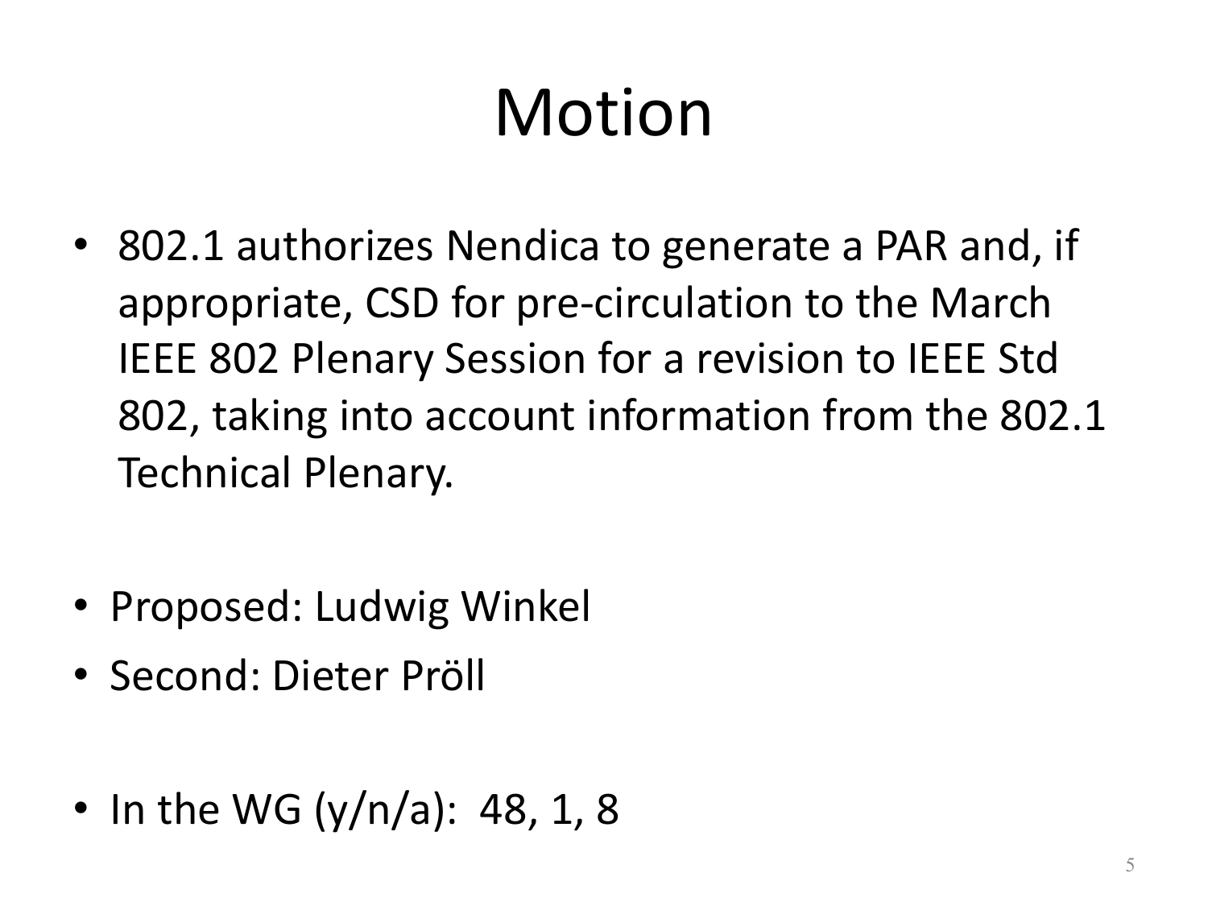# Motion

- 802.1 authorizes Nendica to generate a PAR and, if appropriate, CSD for pre-circulation to the March IEEE 802 Plenary Session for a revision to IEEE Std 802, taking into account information from the 802.1 Technical Plenary.

- Proposed: Ludwig Winkel
- Second: Dieter Pröll

- In the WG (y/n/a): 48, 1, 8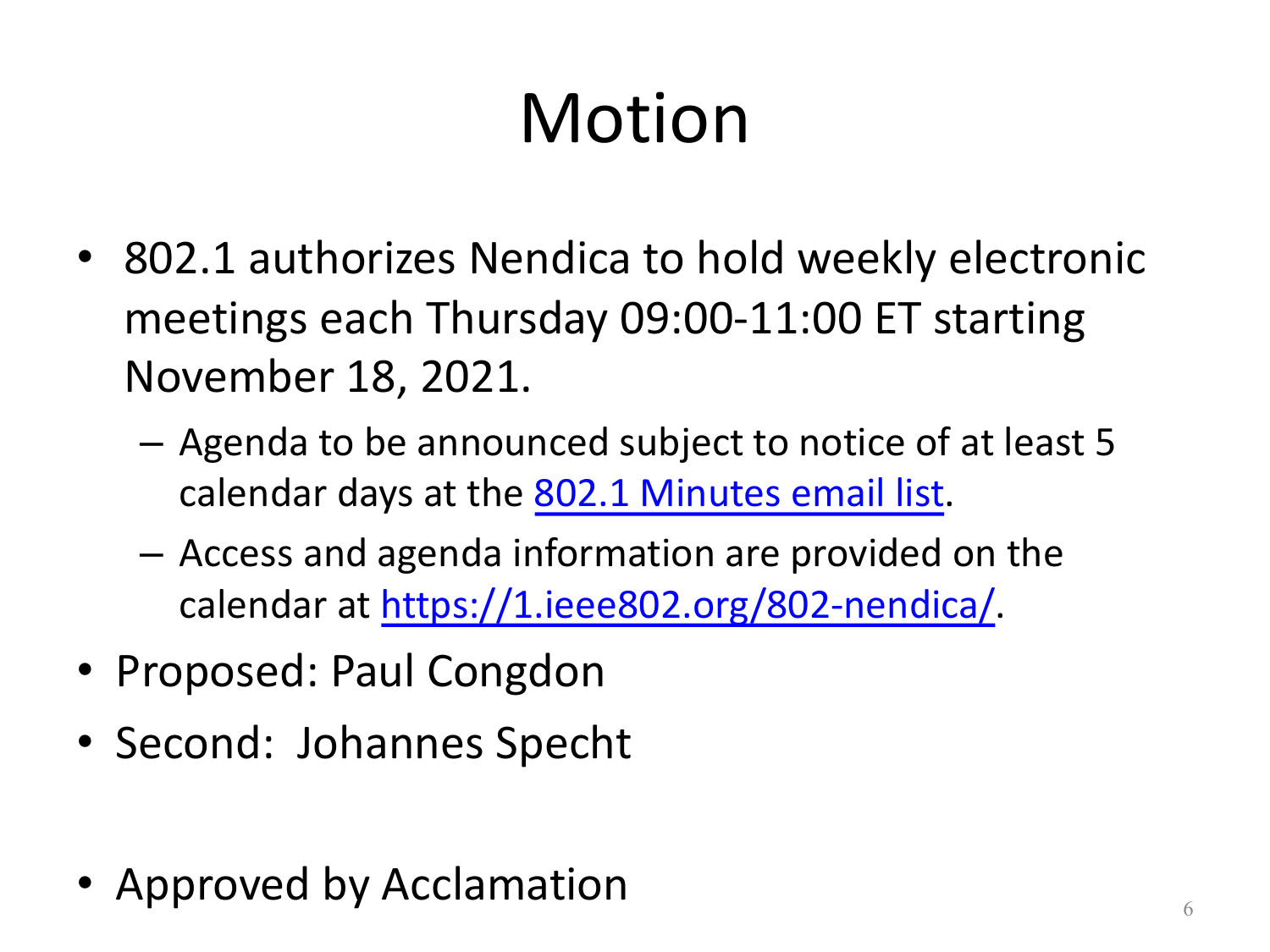# Motion

- 802.1 authorizes Nendica to hold weekly electronic meetings each Thursday 09:00-11:00 ET starting November 18, 2021.
  - Agenda to be announced subject to notice of at least 5 calendar days at the 802.1 Minutes email list.
  - Access and agenda information are provided on the calendar at https://1.ieee802.org/802-nendica/.
- Proposed: Paul Congdon
- Second: Johannes Specht
- Approved by Acclamation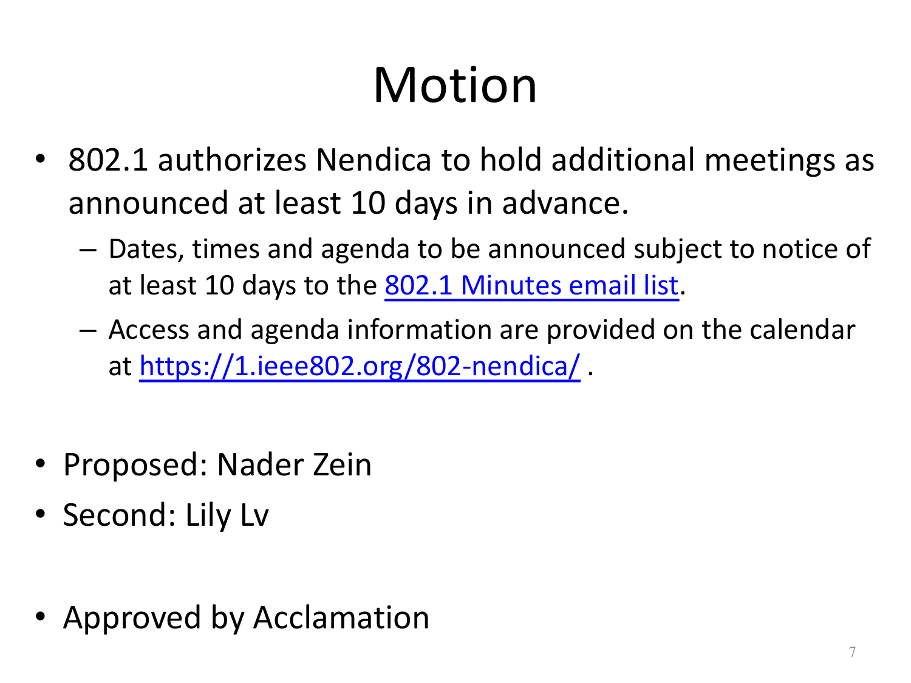# Motion

- 802.1 authorizes Nendica to hold additional meetings as announced at least 10 days in advance.
  - Dates, times and agenda to be announced subject to notice of at least 10 days to the 802.1 Minutes email list.
  - Access and agenda information are provided on the calendar at https://1.ieee802.org/802-nendica/ .

- Proposed: Nader Zein
- Second: Lily Lv

- Approved by Acclamation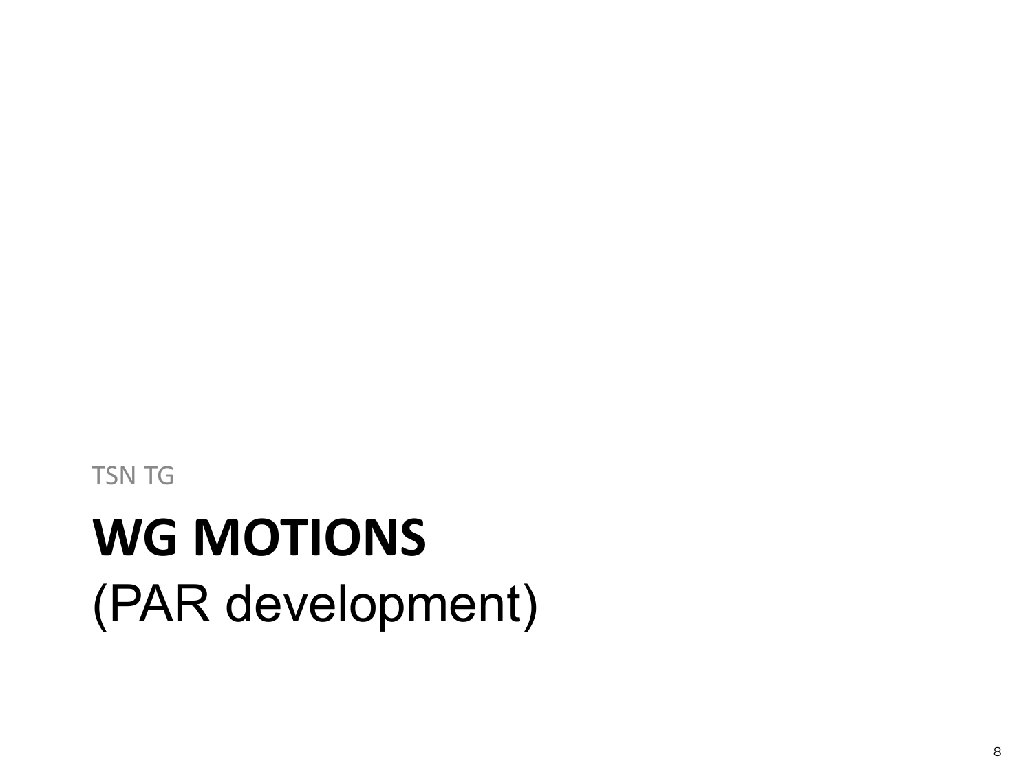TSN TG

# WG MOTIONS
(PAR development)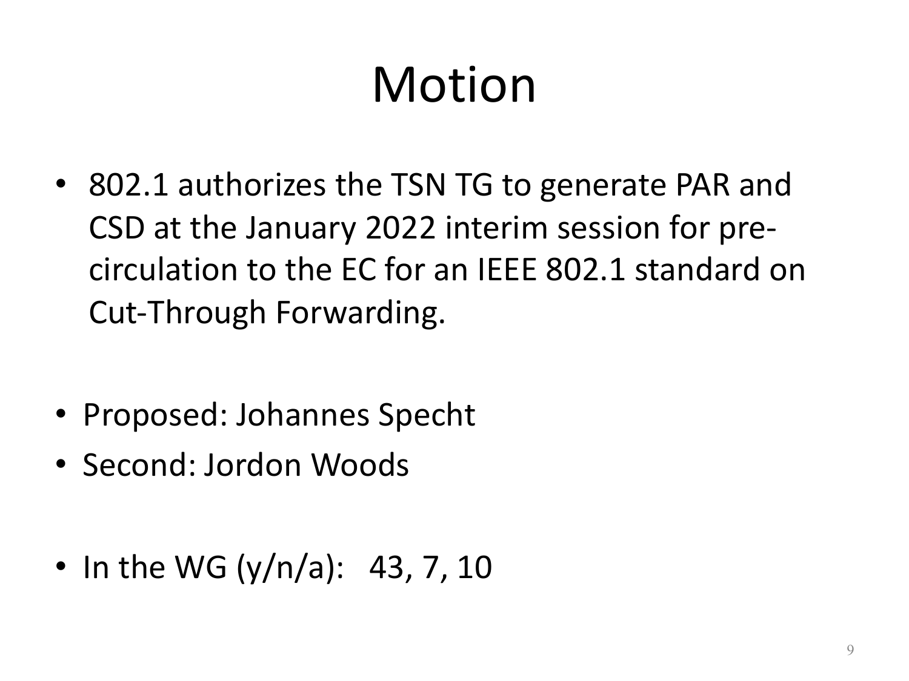# Motion

- 802.1 authorizes the TSN TG to generate PAR and CSD at the January 2022 interim session for pre-circulation to the EC for an IEEE 802.1 standard on Cut-Through Forwarding.

- Proposed: Johannes Specht
- Second: Jordon Woods

- In the WG (y/n/a): 43, 7, 10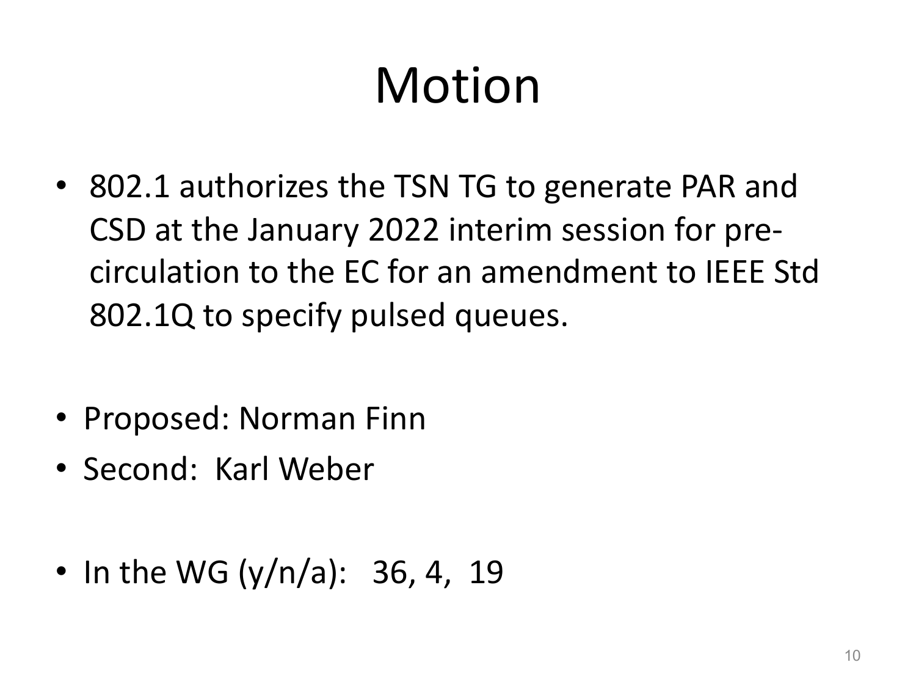# Motion

- 802.1 authorizes the TSN TG to generate PAR and CSD at the January 2022 interim session for pre-circulation to the EC for an amendment to IEEE Std 802.1Q to specify pulsed queues.

- Proposed: Norman Finn
- Second: Karl Weber

- In the WG (y/n/a): 36, 4, 19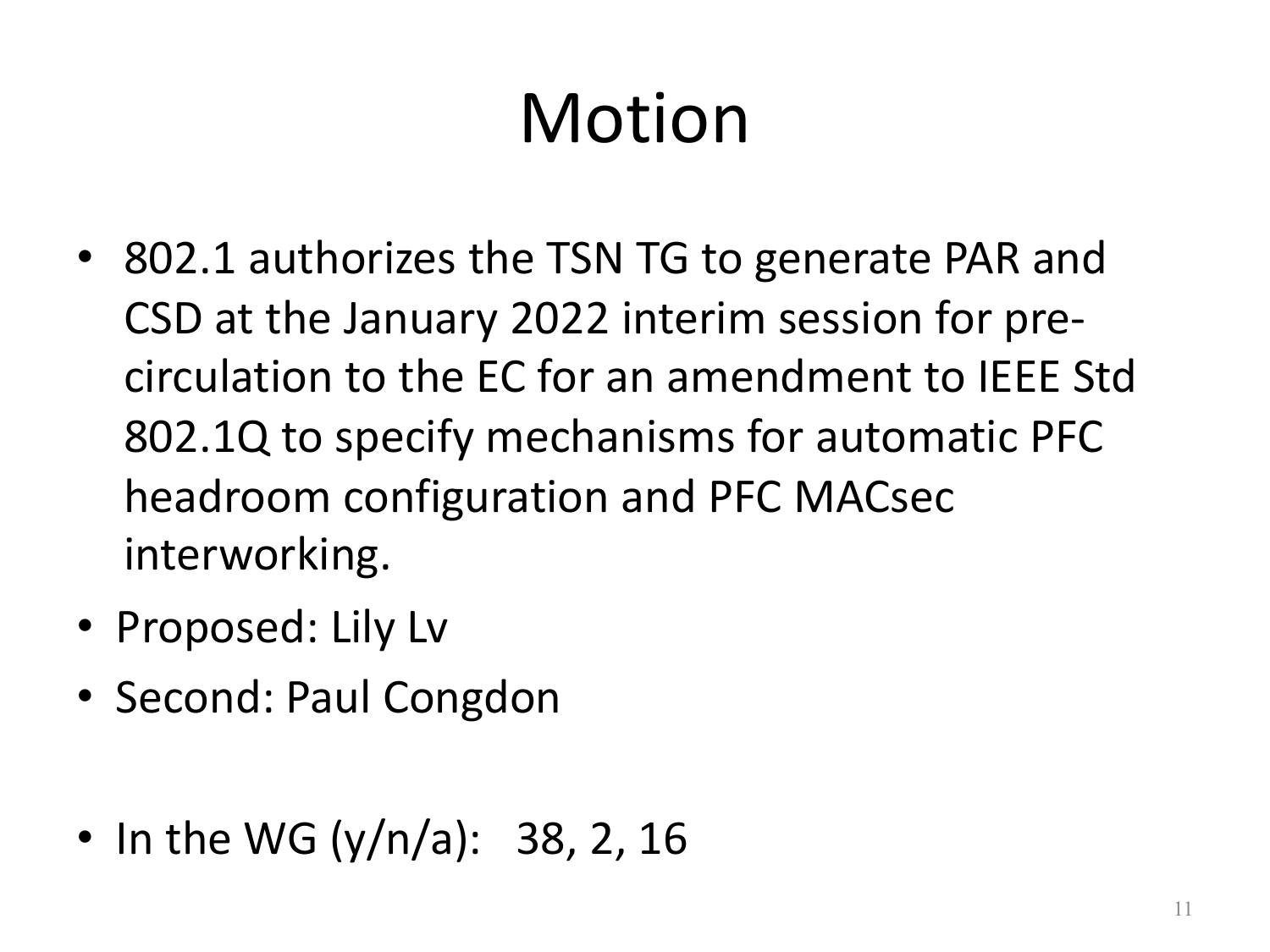# Motion

- 802.1 authorizes the TSN TG to generate PAR and CSD at the January 2022 interim session for pre-circulation to the EC for an amendment to IEEE Std 802.1Q to specify mechanisms for automatic PFC headroom configuration and PFC MACsec interworking.
- Proposed: Lily Lv
- Second: Paul Congdon

- In the WG (y/n/a): 38, 2, 16